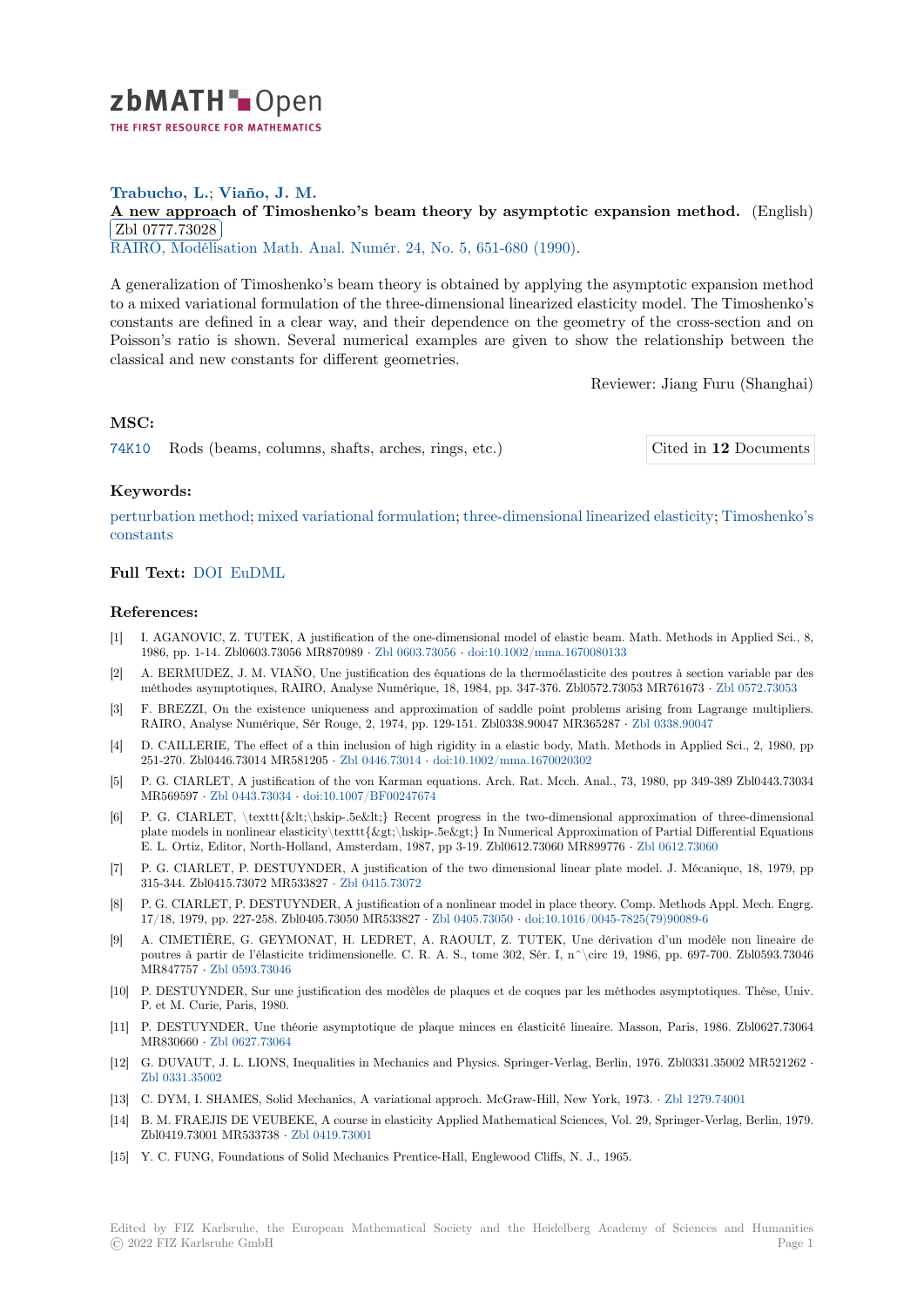**Trabucho, L.**; **Viaño, J. M.**

**A new approach of Timoshenko's beam theory by asymptotic expansion method.** (English) Zbl 0777.73028

RAIRO, Modélisation Math. Anal. Numér. 24, No. 5, 651-680 (1990).

A generalization of Timoshenko's beam theory is obtained by applying the asymptotic expansion method to a mixed variational formulation of the three-dimensional linearized elasticity model. The Timoshenko's constants are defined in a clear way, and their dependence on the geometry of the cross-section and on Poisson's ratio is shown. Several numerical examples are given to show the relationship between the classical and new constants for different geometries.

Reviewer: Jiang Furu (Shanghai)

### MSC:

74K10 Rods (beams, columns, shafts, arches, rings, etc.)

Cited in **12** Documents

### Keywords:

perturbation method; mixed variational formulation; three-dimensional linearized elasticity; Timoshenko's constants

### Full Text:

DOI EuDML

### References:

[1] I. AGANOVIC, Z. TUTEK, A justification of the one-dimensional model of elastic beam. Math. Methods in Applied Sci., 8, 1986, pp. 1-14. Zbl0603.73056 MR870989 · Zbl 0603.73056 · doi:10.1002/mma.1670080133

[2] A. BERMUDEZ, J. M. VIAÑO, Une justification des équations de la thermoélasticite des poutres à section variable par des méthodes asymptotiques, RAIRO, Analyse Numérique, 18, 1984, pp. 347-376. Zbl0572.73053 MR761673 · Zbl 0572.73053

[3] F. BREZZI, On the existence uniqueness and approximation of saddle point problems arising from Lagrange multipliers. RAIRO, Analyse Numérique, Sér Rouge, 2, 1974, pp. 129-151. Zbl0338.90047 MR365287 · Zbl 0338.90047

[4] D. CAILLERIE, The effect of a thin inclusion of high rigidity in a elastic body, Math. Methods in Applied Sci., 2, 1980, pp 251-270. Zbl0446.73014 MR581205 · Zbl 0446.73014 · doi:10.1002/mma.1670020302

[5] P. G. CIARLET, A justification of the von Karman equations. Arch. Rat. Mech. Anal., 73, 1980, pp 349-389 Zbl0443.73034 MR569597 · Zbl 0443.73034 · doi:10.1007/BF00247674

[6] P. G. CIARLET, \texttt{&lt;\hskip-.5e&lt;} Recent progress in the two-dimensional approximation of three-dimensional plate models in nonlinear elasticity\texttt{&gt;\hskip-.5e&gt;} In Numerical Approximation of Partial Differential Equations E. L. Ortiz, Editor, North-Holland, Amsterdam, 1987, pp 3-19. Zbl0612.73060 MR899776 · Zbl 0612.73060

[7] P. G. CIARLET, P. DESTUYNDER, A justification of the two dimensional linear plate model. J. Mécanique, 18, 1979, pp 315-344. Zbl0415.73072 MR533827 · Zbl 0415.73072

[8] P. G. CIARLET, P. DESTUYNDER, A justification of a nonlinear model in place theory. Comp. Methods Appl. Mech. Engrg. 17/18, 1979, pp. 227-258. Zbl0405.73050 MR533827 · Zbl 0405.73050 · doi:10.1016/0045-7825(79)90089-6

[9] A. CIMETIÈRE, G. GEYMONAT, H. LEDRET, A. RAOULT, Z. TUTEK, Une dérivation d'un modèle non lineaire de poutres à partir de l'élastícite tridimensionelle. C. R. A. S., tome 302, Sér. I, n^\circ 19, 1986, pp. 697-700. Zbl0593.73046 MR847757 · Zbl 0593.73046

[10] P. DESTUYNDER, Sur une justification des modèles de plaques et de coques par les méthodes asymptotiques. Thèse, Univ. P. et M. Curie, Paris, 1980.

[11] P. DESTUYNDER, Une théorie asymptotique de plaque minces en élasticité linéaire. Masson, Paris, 1986. Zbl0627.73064 MR830660 · Zbl 0627.73064

[12] G. DUVAUT, J. L. LIONS, Inequalities in Mechanics and Physics. Springer-Verlag, Berlin, 1976. Zbl0331.35002 MR521262 · Zbl 0331.35002

[13] C. DYM, I. SHAMES, Solid Mechanics, A variational approch. McGraw-Hill, New York, 1973. · Zbl 1279.74001

[14] B. M. FRAEJIS DE VEUBEKE, A course in elasticity Applied Mathematical Sciences, Vol. 29, Springer-Verlag, Berlin, 1979. Zbl0419.73001 MR533738 · Zbl 0419.73001

[15] Y. C. FUNG, Foundations of Solid Mechanics Prentice-Hall, Englewood Cliffs, N. J., 1965.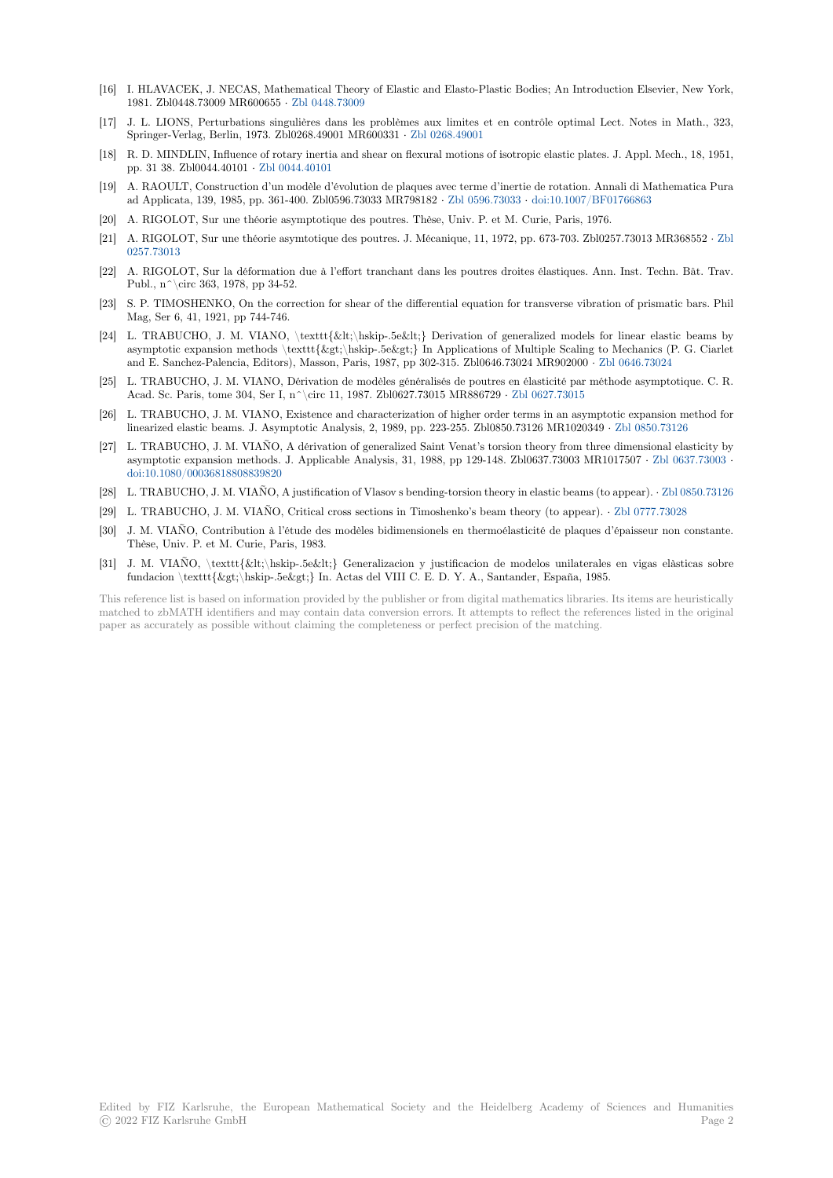[16] I. HLAVACEK, J. NECAS, Mathematical Theory of Elastic and Elasto-Plastic Bodies; An Introduction Elsevier, New York, 1981. Zbl0448.73009 MR600655 · Zbl 0448.73009

[17] J. L. LIONS, Perturbations singulières dans les problèmes aux limites et en contrôle optimal Lect. Notes in Math., 323, Springer-Verlag, Berlin, 1973. Zbl0268.49001 MR600331 · Zbl 0268.49001

[18] R. D. MINDLIN, Influence of rotary inertia and shear on flexural motions of isotropic elastic plates. J. Appl. Mech., 18, 1951, pp. 31 38. Zbl0044.40101 · Zbl 0044.40101

[19] A. RAOULT, Construction d'un modèle d'évolution de plaques avec terme d'inertie de rotation. Annali di Mathematica Pura ad Applicata, 139, 1985, pp. 361-400. Zbl0596.73033 MR798182 · Zbl 0596.73033 · doi:10.1007/BF01766863

[20] A. RIGOLOT, Sur une théorie asymptotique des poutres. Thèse, Univ. P. et M. Curie, Paris, 1976.

[21] A. RIGOLOT, Sur une théorie asymtotique des poutres. J. Mécanique, 11, 1972, pp. 673-703. Zbl0257.73013 MR368552 · Zbl 0257.73013

[22] A. RIGOLOT, Sur la déformation due à l'effort tranchant dans les poutres droites élastiques. Ann. Inst. Techn. Bât. Trav. Publ., n^\circ 363, 1978, pp 34-52.

[23] S. P. TIMOSHENKO, On the correction for shear of the differential equation for transverse vibration of prismatic bars. Phil Mag, Ser 6, 41, 1921, pp 744-746.

[24] L. TRABUCHO, J. M. VIANO, \texttt{&lt;\hskip-.5e&lt;} Derivation of generalized models for linear elastic beams by asymptotic expansion methods \texttt{&gt;\hskip-.5e&gt;} In Applications of Multiple Scaling to Mechanics (P. G. Ciarlet and E. Sanchez-Palencia, Editors), Masson, Paris, 1987, pp 302-315. Zbl0646.73024 MR902000 · Zbl 0646.73024

[25] L. TRABUCHO, J. M. VIANO, Dérivation de modèles généralisés de poutres en élasticité par méthode asymptotique. C. R. Acad. Sc. Paris, tome 304, Ser I, n^\circ 11, 1987. Zbl0627.73015 MR886729 · Zbl 0627.73015

[26] L. TRABUCHO, J. M. VIANO, Existence and characterization of higher order terms in an asymptotic expansion method for linearized elastic beams. J. Asymptotic Analysis, 2, 1989, pp. 223-255. Zbl0850.73126 MR1020349 · Zbl 0850.73126

[27] L. TRABUCHO, J. M. VIAÑO, A dérivation of generalized Saint Venat's torsion theory from three dimensional elasticity by asymptotic expansion methods. J. Applicable Analysis, 31, 1988, pp 129-148. Zbl0637.73003 MR1017507 · Zbl 0637.73003 · doi:10.1080/00036818808839820

[28] L. TRABUCHO, J. M. VIAÑO, A justification of Vlasov s bending-torsion theory in elastic beams (to appear). · Zbl 0850.73126

[29] L. TRABUCHO, J. M. VIAÑO, Critical cross sections in Timoshenko's beam theory (to appear). · Zbl 0777.73028

[30] J. M. VIAÑO, Contribution à l'étude des modèles bidimensionels en thermoélasticité de plaques d'épaisseur non constante. Thèse, Univ. P. et M. Curie, Paris, 1983.

[31] J. M. VIAÑO, \texttt{&lt;\hskip-.5e&lt;} Generalizacion y justificacion de modelos unilaterales en vigas elàsticas sobre fundacion \texttt{&gt;\hskip-.5e&gt;} In. Actas del VIII C. E. D. Y. A., Santander, España, 1985.

This reference list is based on information provided by the publisher or from digital mathematics libraries. Its items are heuristically matched to zbMATH identifiers and may contain data conversion errors. It attempts to reflect the references listed in the original paper as accurately as possible without claiming the completeness or perfect precision of the matching.